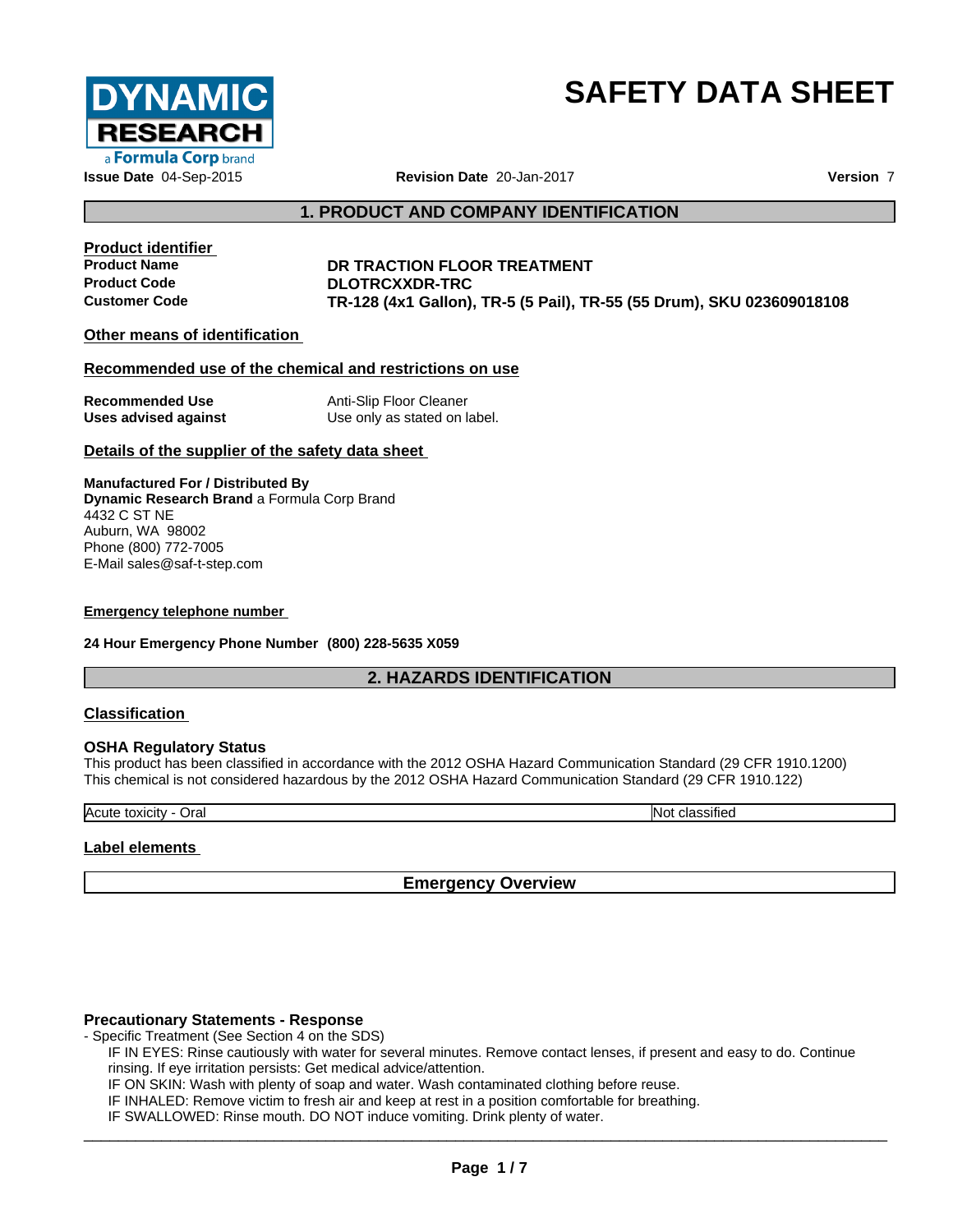DYNAMIC RESEARCH
a Formula Corp brand

# SAFETY DATA SHEET

**Issue Date** 04-Sep-2015 **Revision Date** 20-Jan-2017 **Version** 7

## 1. PRODUCT AND COMPANY IDENTIFICATION

### Product identifier

| | |
|---|---|
| **Product Name** | **DR TRACTION FLOOR TREATMENT** |
| **Product Code** | **DLOTRCXXDR-TRC** |
| **Customer Code** | **TR-128 (4x1 Gallon), TR-5 (5 Pail), TR-55 (55 Drum), SKU 023609018108** |

### Other means of identification

### Recommended use of the chemical and restrictions on use

| | |
|---|---|
| **Recommended Use** | Anti-Slip Floor Cleaner |
| **Uses advised against** | Use only as stated on label. |

### Details of the supplier of the safety data sheet

**Manufactured For / Distributed By**
**Dynamic Research Brand** a Formula Corp Brand
4432 C ST NE
Auburn, WA 98002
Phone (800) 772-7005
E-Mail sales@saf-t-step.com

### Emergency telephone number

**24 Hour Emergency Phone Number (800) 228-5635 X059**

## 2. HAZARDS IDENTIFICATION

### Classification

### OSHA Regulatory Status

This product has been classified in accordance with the 2012 OSHA Hazard Communication Standard (29 CFR 1910.1200)
This chemical is not considered hazardous by the 2012 OSHA Hazard Communication Standard (29 CFR 1910.122)

| | |
|---|---|
| Acute toxicity - Oral | Not classified |

### Label elements

**Emergency Overview**

### Precautionary Statements - Response

- Specific Treatment (See Section 4 on the SDS)
  - IF IN EYES: Rinse cautiously with water for several minutes. Remove contact lenses, if present and easy to do. Continue rinsing. If eye irritation persists: Get medical advice/attention.
  - IF ON SKIN: Wash with plenty of soap and water. Wash contaminated clothing before reuse.
  - IF INHALED: Remove victim to fresh air and keep at rest in a position comfortable for breathing.
  - IF SWALLOWED: Rinse mouth. DO NOT induce vomiting. Drink plenty of water.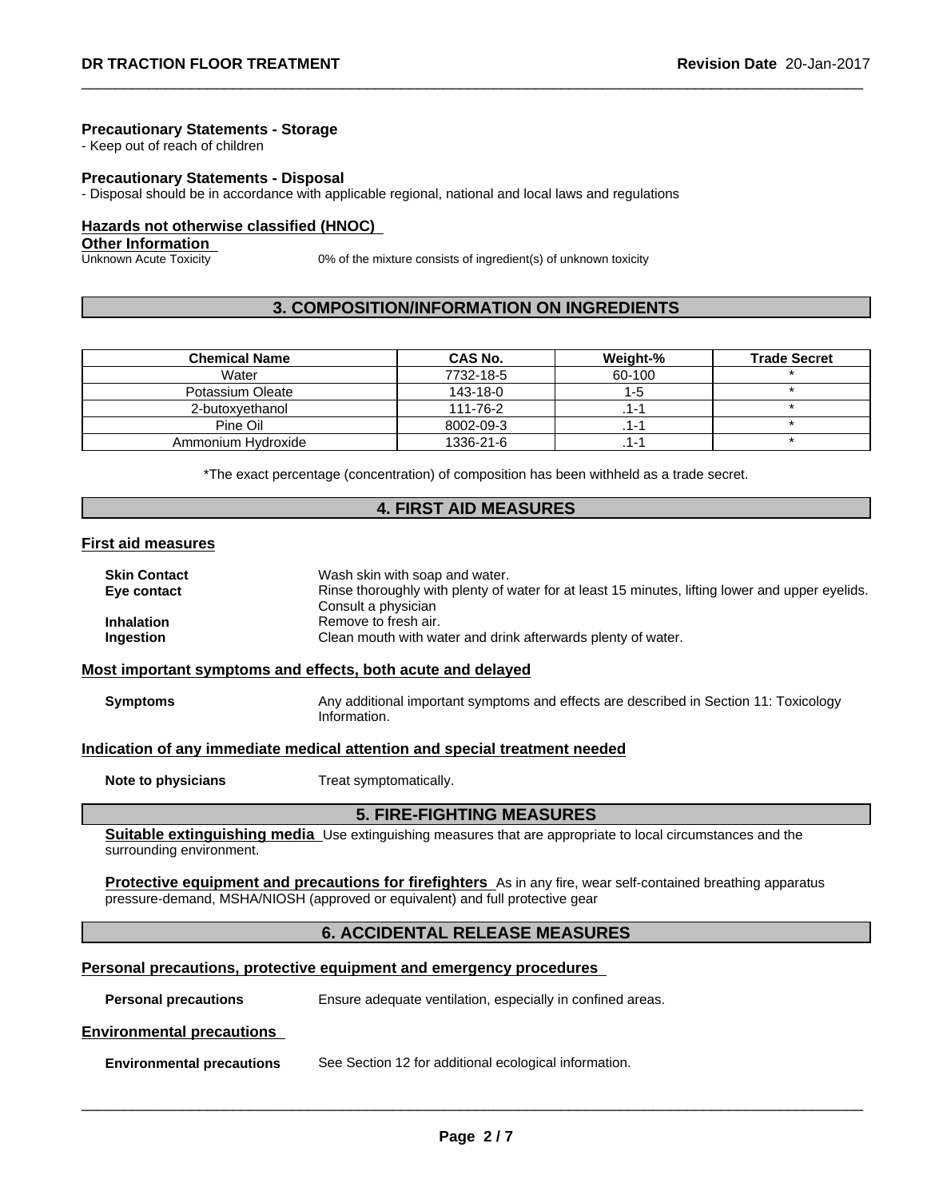#### Precautionary Statements - Storage

- Keep out of reach of children

#### Precautionary Statements - Disposal

- Disposal should be in accordance with applicable regional, national and local laws and regulations

#### Hazards not otherwise classified (HNOC)

**Other Information**

Unknown Acute Toxicity 0% of the mixture consists of ingredient(s) of unknown toxicity

## 3. COMPOSITION/INFORMATION ON INGREDIENTS

| Chemical Name | CAS No. | Weight-% | Trade Secret |
|---|---|---|---|
| Water | 7732-18-5 | 60-100 | * |
| Potassium Oleate | 143-18-0 | 1-5 | * |
| 2-butoxyethanol | 111-76-2 | .1-1 | * |
| Pine Oil | 8002-09-3 | .1-1 | * |
| Ammonium Hydroxide | 1336-21-6 | .1-1 | * |

*The exact percentage (concentration) of composition has been withheld as a trade secret.

## 4. FIRST AID MEASURES

### First aid measures

**Skin Contact** Wash skin with soap and water.

**Eye contact** Rinse thoroughly with plenty of water for at least 15 minutes, lifting lower and upper eyelids. Consult a physician

**Inhalation** Remove to fresh air.

**Ingestion** Clean mouth with water and drink afterwards plenty of water.

### Most important symptoms and effects, both acute and delayed

**Symptoms** Any additional important symptoms and effects are described in Section 11: Toxicology Information.

### Indication of any immediate medical attention and special treatment needed

**Note to physicians** Treat symptomatically.

## 5. FIRE-FIGHTING MEASURES

**Suitable extinguishing media** Use extinguishing measures that are appropriate to local circumstances and the surrounding environment.

**Protective equipment and precautions for firefighters** As in any fire, wear self-contained breathing apparatus pressure-demand, MSHA/NIOSH (approved or equivalent) and full protective gear

## 6. ACCIDENTAL RELEASE MEASURES

### Personal precautions, protective equipment and emergency procedures

**Personal precautions** Ensure adequate ventilation, especially in confined areas.

### Environmental precautions

**Environmental precautions** See Section 12 for additional ecological information.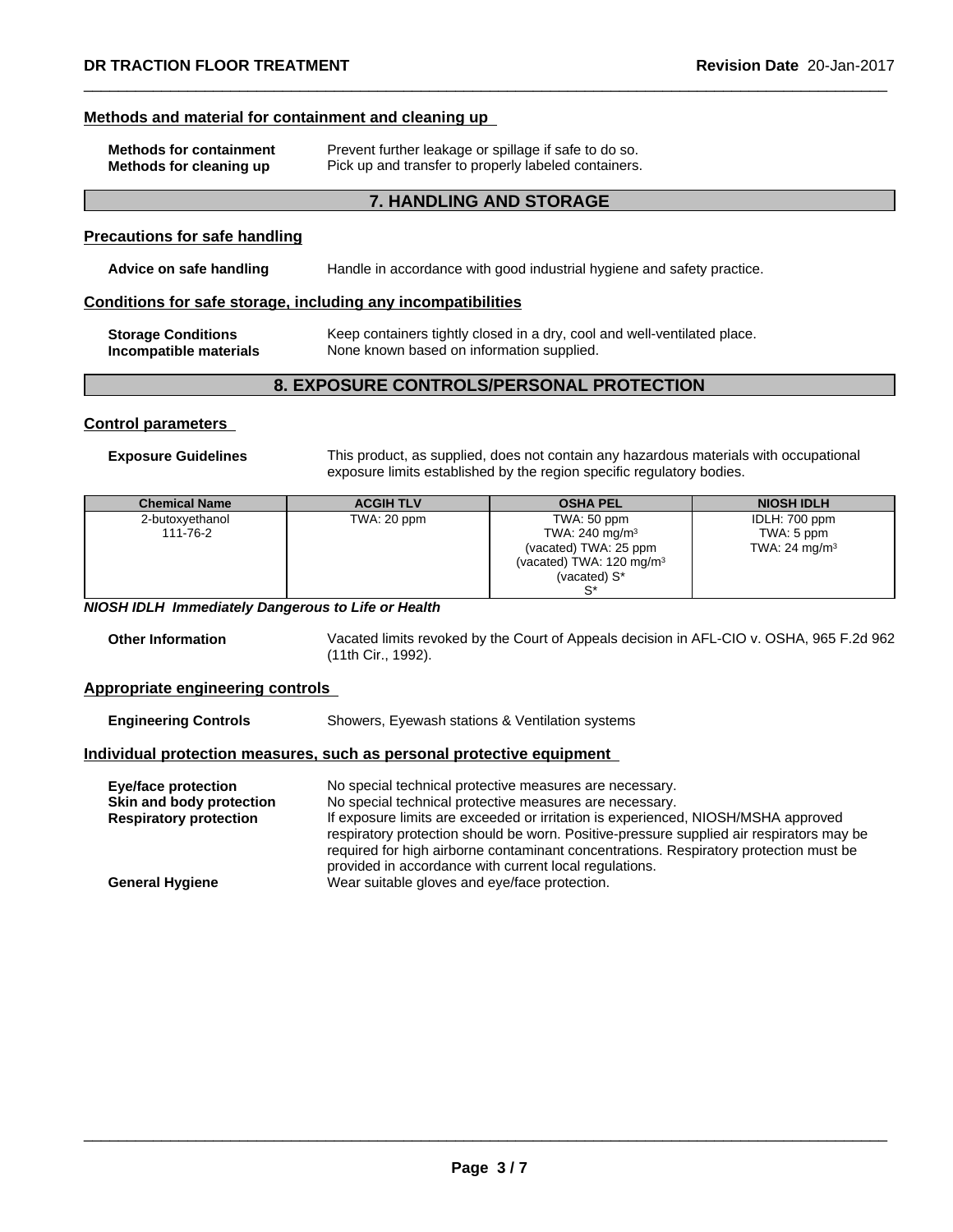### Methods and material for containment and cleaning up

**Methods for containment** Prevent further leakage or spillage if safe to do so.
**Methods for cleaning up** Pick up and transfer to properly labeled containers.

## 7. HANDLING AND STORAGE

### Precautions for safe handling

**Advice on safe handling** Handle in accordance with good industrial hygiene and safety practice.

### Conditions for safe storage, including any incompatibilities

**Storage Conditions** Keep containers tightly closed in a dry, cool and well-ventilated place.
**Incompatible materials** None known based on information supplied.

## 8. EXPOSURE CONTROLS/PERSONAL PROTECTION

### Control parameters

**Exposure Guidelines** This product, as supplied, does not contain any hazardous materials with occupational exposure limits established by the region specific regulatory bodies.

| Chemical Name | ACGIH TLV | OSHA PEL | NIOSH IDLH |
|---|---|---|---|
| 2-butoxyethanol<br>111-76-2 | TWA: 20 ppm | TWA: 50 ppm<br>TWA: 240 mg/m³<br>(vacated) TWA: 25 ppm<br>(vacated) TWA: 120 mg/m³<br>(vacated) S*<br>S* | IDLH: 700 ppm<br>TWA: 5 ppm<br>TWA: 24 mg/m³ |

***NIOSH IDLH Immediately Dangerous to Life or Health***

**Other Information** Vacated limits revoked by the Court of Appeals decision in AFL-CIO v. OSHA, 965 F.2d 962 (11th Cir., 1992).

### Appropriate engineering controls

**Engineering Controls** Showers, Eyewash stations & Ventilation systems

### Individual protection measures, such as personal protective equipment

**Eye/face protection** No special technical protective measures are necessary.
**Skin and body protection** No special technical protective measures are necessary.
**Respiratory protection** If exposure limits are exceeded or irritation is experienced, NIOSH/MSHA approved respiratory protection should be worn. Positive-pressure supplied air respirators may be required for high airborne contaminant concentrations. Respiratory protection must be provided in accordance with current local regulations.
**General Hygiene** Wear suitable gloves and eye/face protection.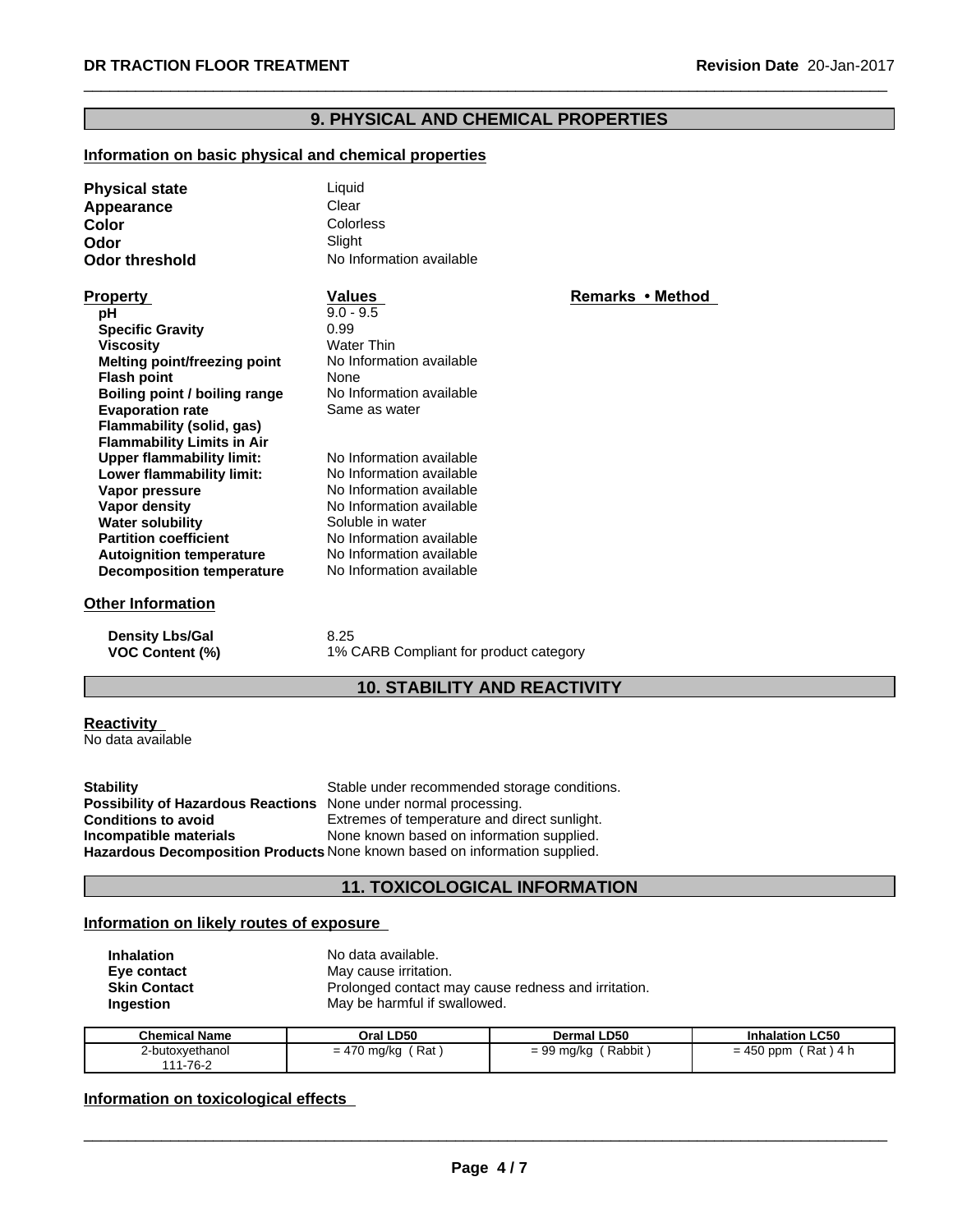## 9. PHYSICAL AND CHEMICAL PROPERTIES

### Information on basic physical and chemical properties

**Physical state** Liquid
**Appearance** Clear
**Color** Colorless
**Odor** Slight
**Odor threshold** No Information available

| Property | Values | Remarks • Method |
|---|---|---|
| **pH** | 9.0 - 9.5 | |
| **Specific Gravity** | 0.99 | |
| **Viscosity** | Water Thin | |
| **Melting point/freezing point** | No Information available | |
| **Flash point** | None | |
| **Boiling point / boiling range** | No Information available | |
| **Evaporation rate** | Same as water | |
| **Flammability (solid, gas)** | | |
| **Flammability Limits in Air** | | |
| **Upper flammability limit:** | No Information available | |
| **Lower flammability limit:** | No Information available | |
| **Vapor pressure** | No Information available | |
| **Vapor density** | No Information available | |
| **Water solubility** | Soluble in water | |
| **Partition coefficient** | No Information available | |
| **Autoignition temperature** | No Information available | |
| **Decomposition temperature** | No Information available | |

### Other Information

**Density Lbs/Gal** 8.25
**VOC Content (%)** 1% CARB Compliant for product category

## 10. STABILITY AND REACTIVITY

### Reactivity

No data available

**Stability** Stable under recommended storage conditions.
**Possibility of Hazardous Reactions** None under normal processing.
**Conditions to avoid** Extremes of temperature and direct sunlight.
**Incompatible materials** None known based on information supplied.
**Hazardous Decomposition Products** None known based on information supplied.

## 11. TOXICOLOGICAL INFORMATION

### Information on likely routes of exposure

**Inhalation** No data available.
**Eye contact** May cause irritation.
**Skin Contact** Prolonged contact may cause redness and irritation.
**Ingestion** May be harmful if swallowed.

| Chemical Name | Oral LD50 | Dermal LD50 | Inhalation LC50 |
|---|---|---|---|
| 2-butoxyethanol 111-76-2 | = 470 mg/kg ( Rat ) | = 99 mg/kg ( Rabbit ) | = 450 ppm ( Rat ) 4 h |

### Information on toxicological effects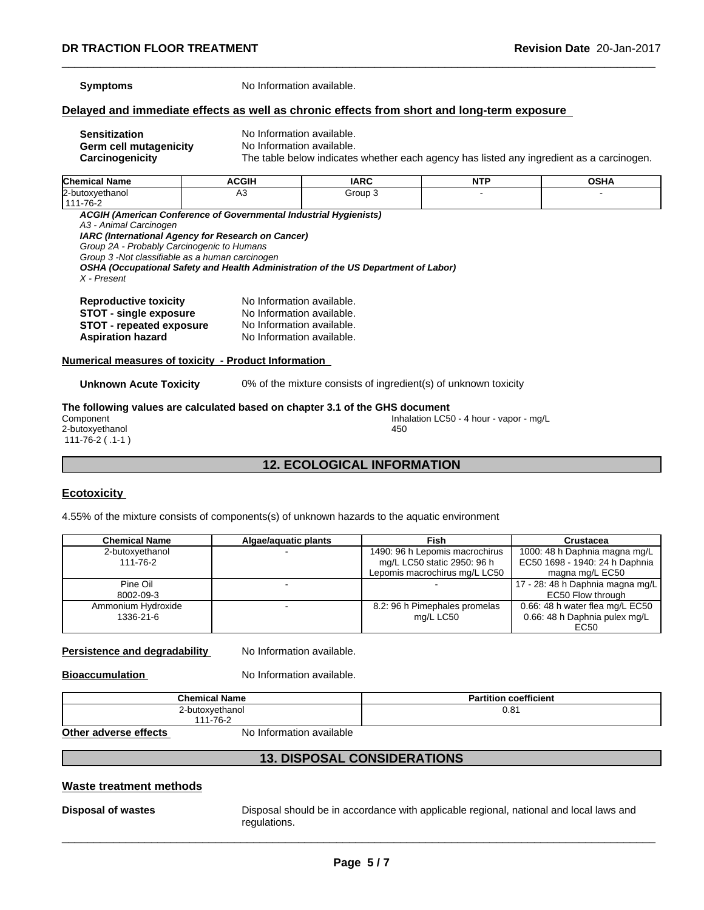**Symptoms** No Information available.

### Delayed and immediate effects as well as chronic effects from short and long-term exposure

**Sensitization** No Information available.
**Germ cell mutagenicity** No Information available.
**Carcinogenicity** The table below indicates whether each agency has listed any ingredient as a carcinogen.

| Chemical Name | ACGIH | IARC | NTP | OSHA |
|---|---|---|---|---|
| 2-butoxyethanol 111-76-2 | A3 | Group 3 | - | - |

***ACGIH (American Conference of Governmental Industrial Hygienists)***
*A3 - Animal Carcinogen*
***IARC (International Agency for Research on Cancer)***
*Group 2A - Probably Carcinogenic to Humans*
*Group 3 -Not classifiable as a human carcinogen*
***OSHA (Occupational Safety and Health Administration of the US Department of Labor)***
*X - Present*

**Reproductive toxicity** No Information available.
**STOT - single exposure** No Information available.
**STOT - repeated exposure** No Information available.
**Aspiration hazard** No Information available.

### Numerical measures of toxicity - Product Information

**Unknown Acute Toxicity** 0% of the mixture consists of ingredient(s) of unknown toxicity

**The following values are calculated based on chapter 3.1 of the GHS document**

| Component | Inhalation LC50 - 4 hour - vapor - mg/L |
|---|---|
| 2-butoxyethanol 111-76-2 ( .1-1 ) | 450 |

## 12. ECOLOGICAL INFORMATION

### Ecotoxicity

4.55% of the mixture consists of components(s) of unknown hazards to the aquatic environment

| Chemical Name | Algae/aquatic plants | Fish | Crustacea |
|---|---|---|---|
| 2-butoxyethanol 111-76-2 | - | 1490: 96 h Lepomis macrochirus mg/L LC50 static 2950: 96 h Lepomis macrochirus mg/L LC50 | 1000: 48 h Daphnia magna mg/L EC50 1698 - 1940: 24 h Daphnia magna mg/L EC50 |
| Pine Oil 8002-09-3 | - | - | 17 - 28: 48 h Daphnia magna mg/L EC50 Flow through |
| Ammonium Hydroxide 1336-21-6 | - | 8.2: 96 h Pimephales promelas mg/L LC50 | 0.66: 48 h water flea mg/L EC50 0.66: 48 h Daphnia pulex mg/L EC50 |

**Persistence and degradability** No Information available.

**Bioaccumulation** No Information available.

| Chemical Name | Partition coefficient |
|---|---|
| 2-butoxyethanol 111-76-2 | 0.81 |

**Other adverse effects** No Information available

## 13. DISPOSAL CONSIDERATIONS

### Waste treatment methods

**Disposal of wastes** Disposal should be in accordance with applicable regional, national and local laws and regulations.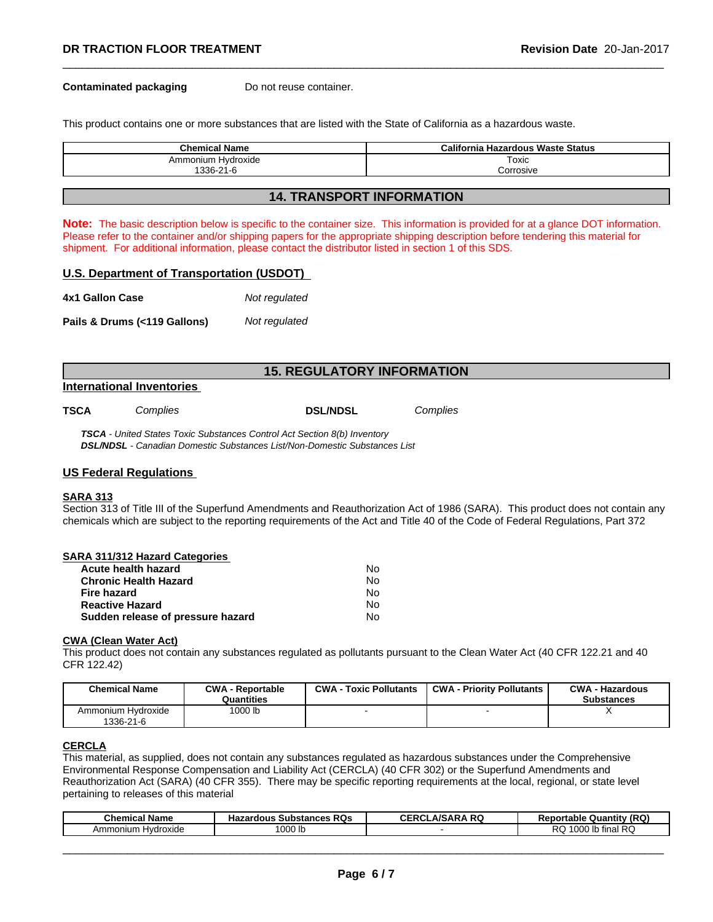**Contaminated packaging** Do not reuse container.

This product contains one or more substances that are listed with the State of California as a hazardous waste.

| Chemical Name | California Hazardous Waste Status |
|---|---|
| Ammonium Hydroxide<br>1336-21-6 | Toxic<br>Corrosive |

## 14. TRANSPORT INFORMATION

**Note:** The basic description below is specific to the container size. This information is provided for at a glance DOT information. Please refer to the container and/or shipping papers for the appropriate shipping description before tendering this material for shipment. For additional information, please contact the distributor listed in section 1 of this SDS.

### U.S. Department of Transportation (USDOT)

**4x1 Gallon Case** *Not regulated*

**Pails & Drums (<119 Gallons)** *Not regulated*

## 15. REGULATORY INFORMATION

### International Inventories

**TSCA** *Complies* **DSL/NDSL** *Complies*

***TSCA*** *- United States Toxic Substances Control Act Section 8(b) Inventory*
***DSL/NDSL*** *- Canadian Domestic Substances List/Non-Domestic Substances List*

### US Federal Regulations

**SARA 313**
Section 313 of Title III of the Superfund Amendments and Reauthorization Act of 1986 (SARA). This product does not contain any chemicals which are subject to the reporting requirements of the Act and Title 40 of the Code of Federal Regulations, Part 372

**SARA 311/312 Hazard Categories**

| | |
|---|---|
| **Acute health hazard** | No |
| **Chronic Health Hazard** | No |
| **Fire hazard** | No |
| **Reactive Hazard** | No |
| **Sudden release of pressure hazard** | No |

**CWA (Clean Water Act)**
This product does not contain any substances regulated as pollutants pursuant to the Clean Water Act (40 CFR 122.21 and 40 CFR 122.42)

| Chemical Name | CWA - Reportable Quantities | CWA - Toxic Pollutants | CWA - Priority Pollutants | CWA - Hazardous Substances |
|---|---|---|---|---|
| Ammonium Hydroxide<br>1336-21-6 | 1000 lb | - | - | X |

**CERCLA**
This material, as supplied, does not contain any substances regulated as hazardous substances under the Comprehensive Environmental Response Compensation and Liability Act (CERCLA) (40 CFR 302) or the Superfund Amendments and Reauthorization Act (SARA) (40 CFR 355). There may be specific reporting requirements at the local, regional, or state level pertaining to releases of this material

| Chemical Name | Hazardous Substances RQs | CERCLA/SARA RQ | Reportable Quantity (RQ) |
|---|---|---|---|
| Ammonium Hydroxide | 1000 lb | - | RQ 1000 lb final RQ |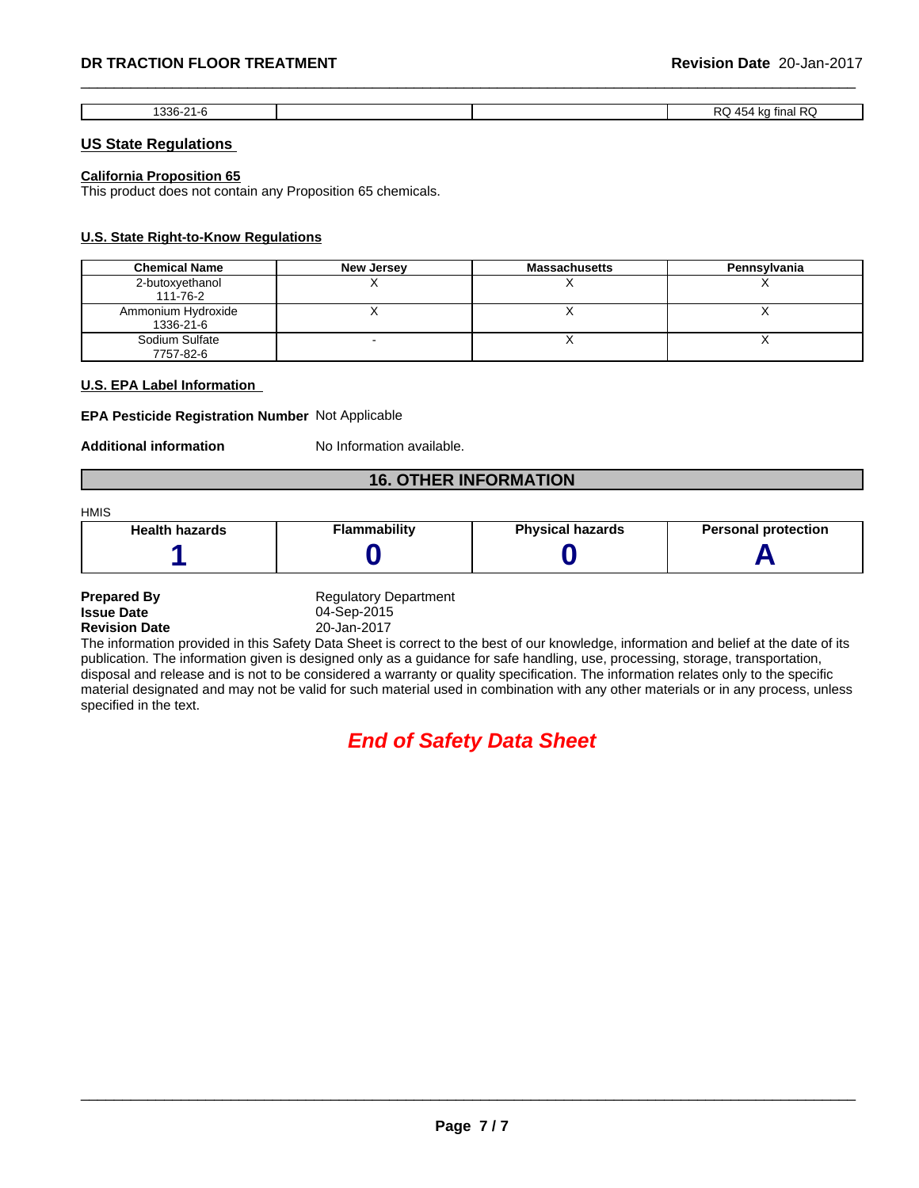| | | | |
|---|---|---|---|
| 1336-21-6 | | | RQ 454 kg final RQ |

## US State Regulations

**California Proposition 65**

This product does not contain any Proposition 65 chemicals.

**U.S. State Right-to-Know Regulations**

| Chemical Name | New Jersey | Massachusetts | Pennsylvania |
|---|---|---|---|
| 2-butoxyethanol 111-76-2 | X | X | X |
| Ammonium Hydroxide 1336-21-6 | X | X | X |
| Sodium Sulfate 7757-82-6 | - | X | X |

**U.S. EPA Label Information**

**EPA Pesticide Registration Number** Not Applicable

**Additional information** No Information available.

## 16. OTHER INFORMATION

HMIS

| Health hazards | Flammability | Physical hazards | Personal protection |
|---|---|---|---|
| 1 | 0 | 0 | A |

**Prepared By** Regulatory Department
**Issue Date** 04-Sep-2015
**Revision Date** 20-Jan-2017

The information provided in this Safety Data Sheet is correct to the best of our knowledge, information and belief at the date of its publication. The information given is designed only as a guidance for safe handling, use, processing, storage, transportation, disposal and release and is not to be considered a warranty or quality specification. The information relates only to the specific material designated and may not be valid for such material used in combination with any other materials or in any process, unless specified in the text.

***End of Safety Data Sheet***